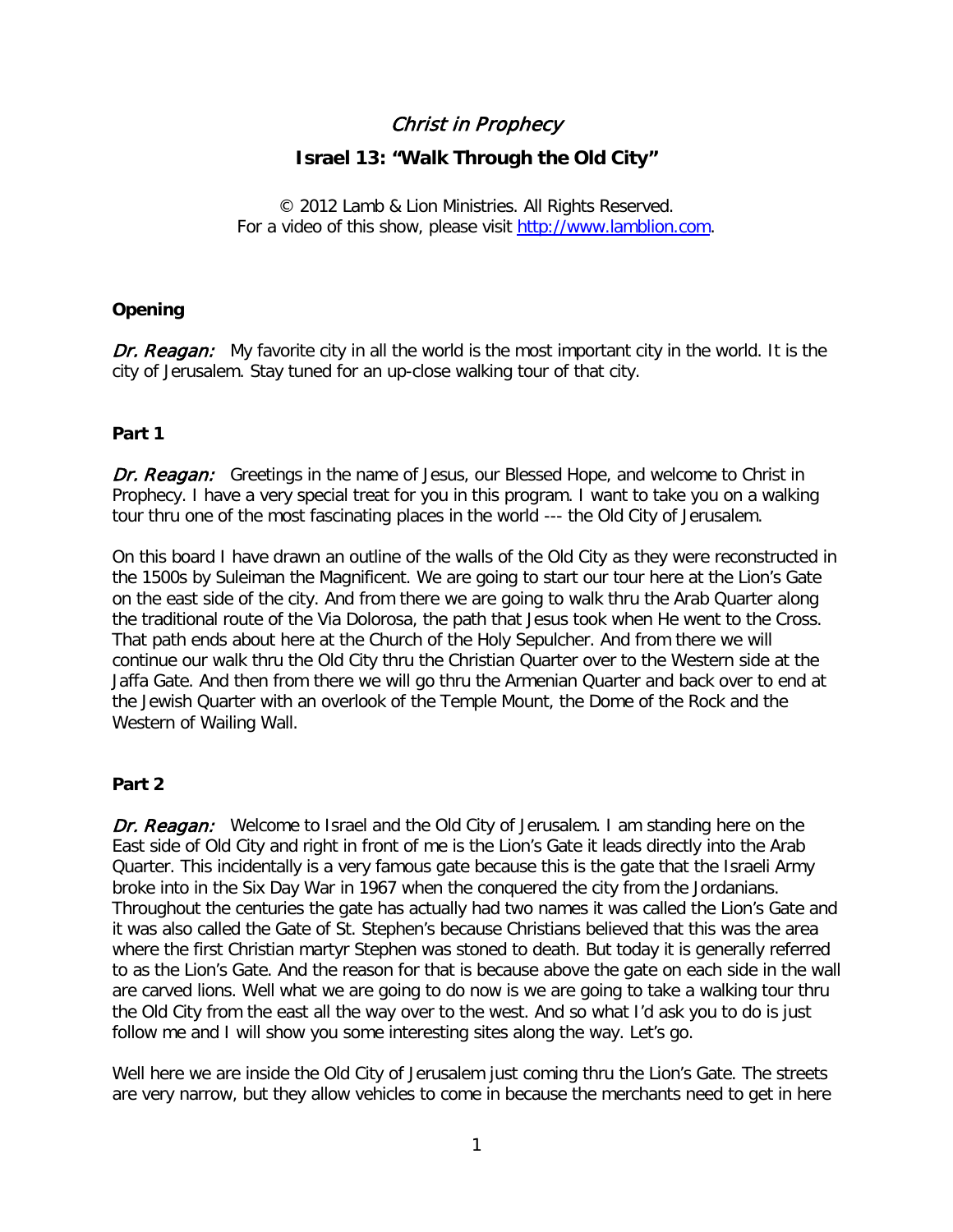# *Christ in Prophecy*

## Israel 13: "Walk Through the Old City"

© 2012 Lamb & Lion Ministries. All Rights Reserved.
For a video of this show, please visit [http://www.lamblion.com](http://www.lamblion.com).

### Opening

*Dr. Reagan:* My favorite city in all the world is the most important city in the world. It is the city of Jerusalem. Stay tuned for an up-close walking tour of that city.

### Part 1

*Dr. Reagan:* Greetings in the name of Jesus, our Blessed Hope, and welcome to Christ in Prophecy. I have a very special treat for you in this program. I want to take you on a walking tour thru one of the most fascinating places in the world --- the Old City of Jerusalem.

On this board I have drawn an outline of the walls of the Old City as they were reconstructed in the 1500s by Suleiman the Magnificent. We are going to start our tour here at the Lion's Gate on the east side of the city. And from there we are going to walk thru the Arab Quarter along the traditional route of the Via Dolorosa, the path that Jesus took when He went to the Cross. That path ends about here at the Church of the Holy Sepulcher. And from there we will continue our walk thru the Old City thru the Christian Quarter over to the Western side at the Jaffa Gate. And then from there we will go thru the Armenian Quarter and back over to end at the Jewish Quarter with an overlook of the Temple Mount, the Dome of the Rock and the Western of Wailing Wall.

### Part 2

*Dr. Reagan:* Welcome to Israel and the Old City of Jerusalem. I am standing here on the East side of Old City and right in front of me is the Lion's Gate it leads directly into the Arab Quarter. This incidentally is a very famous gate because this is the gate that the Israeli Army broke into in the Six Day War in 1967 when the conquered the city from the Jordanians. Throughout the centuries the gate has actually had two names it was called the Lion's Gate and it was also called the Gate of St. Stephen's because Christians believed that this was the area where the first Christian martyr Stephen was stoned to death. But today it is generally referred to as the Lion's Gate. And the reason for that is because above the gate on each side in the wall are carved lions. Well what we are going to do now is we are going to take a walking tour thru the Old City from the east all the way over to the west. And so what I'd ask you to do is just follow me and I will show you some interesting sites along the way. Let's go.

Well here we are inside the Old City of Jerusalem just coming thru the Lion's Gate. The streets are very narrow, but they allow vehicles to come in because the merchants need to get in here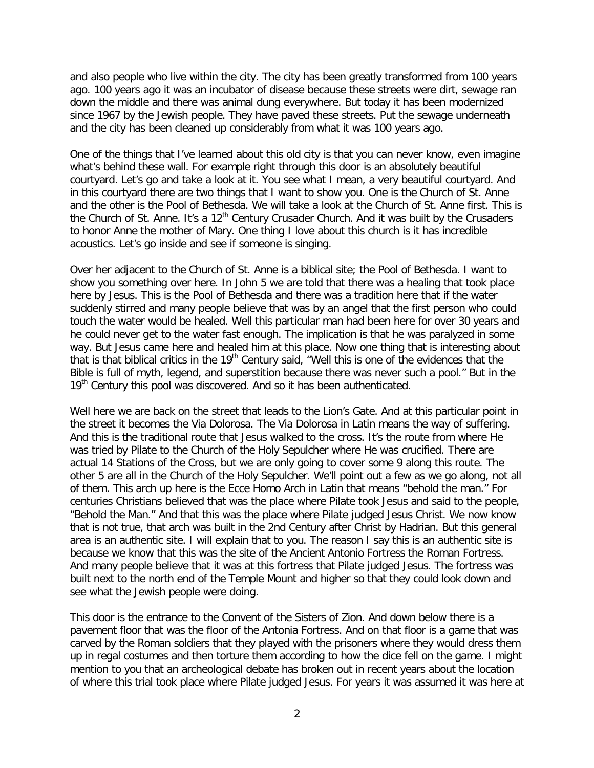and also people who live within the city. The city has been greatly transformed from 100 years ago. 100 years ago it was an incubator of disease because these streets were dirt, sewage ran down the middle and there was animal dung everywhere. But today it has been modernized since 1967 by the Jewish people. They have paved these streets. Put the sewage underneath and the city has been cleaned up considerably from what it was 100 years ago.

One of the things that I've learned about this old city is that you can never know, even imagine what's behind these wall. For example right through this door is an absolutely beautiful courtyard. Let's go and take a look at it. You see what I mean, a very beautiful courtyard. And in this courtyard there are two things that I want to show you. One is the Church of St. Anne and the other is the Pool of Bethesda. We will take a look at the Church of St. Anne first. This is the Church of St. Anne. It's a 12th Century Crusader Church. And it was built by the Crusaders to honor Anne the mother of Mary. One thing I love about this church is it has incredible acoustics. Let's go inside and see if someone is singing.

Over her adjacent to the Church of St. Anne is a biblical site; the Pool of Bethesda. I want to show you something over here. In John 5 we are told that there was a healing that took place here by Jesus. This is the Pool of Bethesda and there was a tradition here that if the water suddenly stirred and many people believe that was by an angel that the first person who could touch the water would be healed. Well this particular man had been here for over 30 years and he could never get to the water fast enough. The implication is that he was paralyzed in some way. But Jesus came here and healed him at this place. Now one thing that is interesting about that is that biblical critics in the 19th Century said, "Well this is one of the evidences that the Bible is full of myth, legend, and superstition because there was never such a pool." But in the 19th Century this pool was discovered. And so it has been authenticated.

Well here we are back on the street that leads to the Lion's Gate. And at this particular point in the street it becomes the Via Dolorosa. The Via Dolorosa in Latin means the way of suffering. And this is the traditional route that Jesus walked to the cross. It's the route from where He was tried by Pilate to the Church of the Holy Sepulcher where He was crucified. There are actual 14 Stations of the Cross, but we are only going to cover some 9 along this route. The other 5 are all in the Church of the Holy Sepulcher. We'll point out a few as we go along, not all of them. This arch up here is the Ecce Homo Arch in Latin that means "behold the man." For centuries Christians believed that was the place where Pilate took Jesus and said to the people, "Behold the Man." And that this was the place where Pilate judged Jesus Christ. We now know that is not true, that arch was built in the 2nd Century after Christ by Hadrian. But this general area is an authentic site. I will explain that to you. The reason I say this is an authentic site is because we know that this was the site of the Ancient Antonio Fortress the Roman Fortress. And many people believe that it was at this fortress that Pilate judged Jesus. The fortress was built next to the north end of the Temple Mount and higher so that they could look down and see what the Jewish people were doing.

This door is the entrance to the Convent of the Sisters of Zion. And down below there is a pavement floor that was the floor of the Antonia Fortress. And on that floor is a game that was carved by the Roman soldiers that they played with the prisoners where they would dress them up in regal costumes and then torture them according to how the dice fell on the game. I might mention to you that an archeological debate has broken out in recent years about the location of where this trial took place where Pilate judged Jesus. For years it was assumed it was here at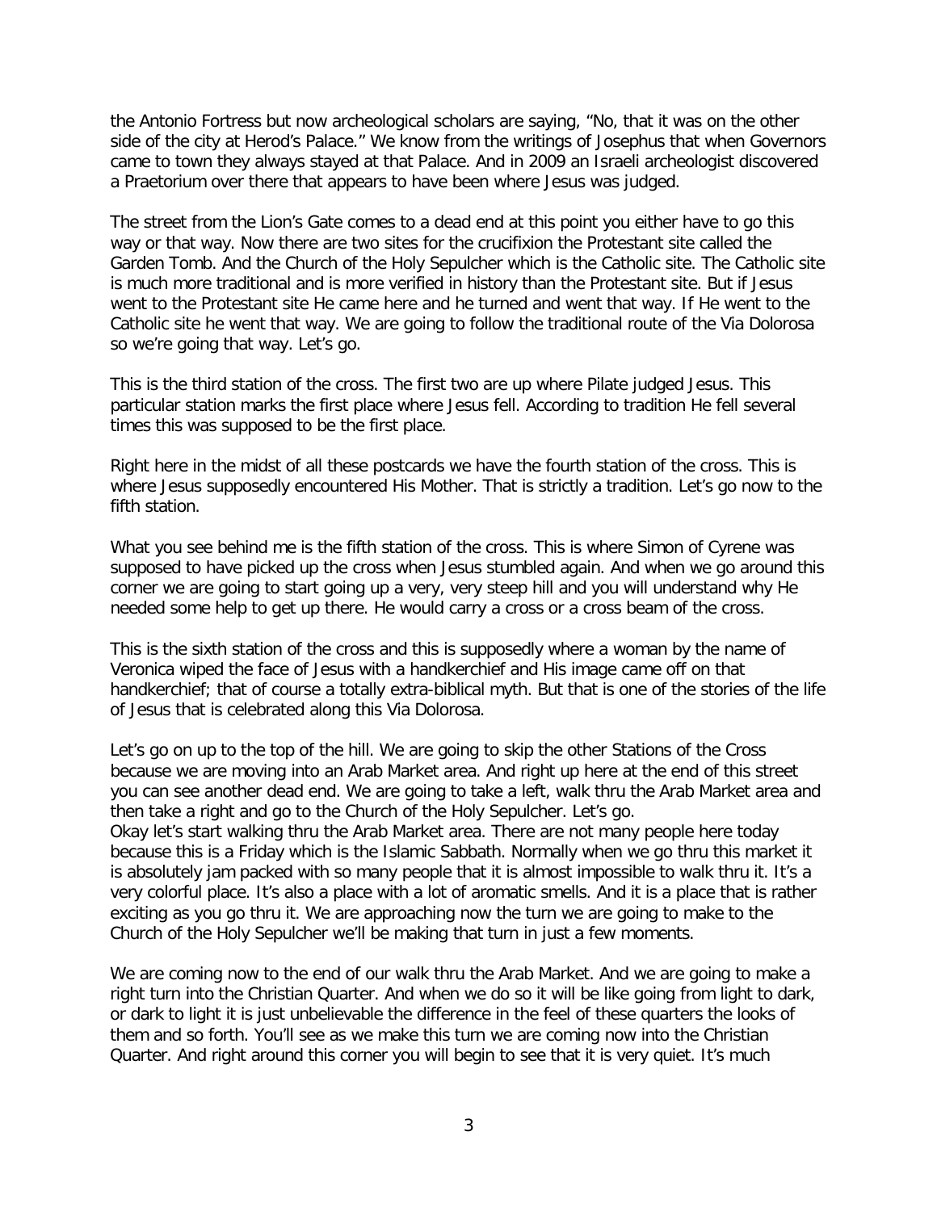the Antonio Fortress but now archeological scholars are saying, "No, that it was on the other side of the city at Herod's Palace." We know from the writings of Josephus that when Governors came to town they always stayed at that Palace. And in 2009 an Israeli archeologist discovered a Praetorium over there that appears to have been where Jesus was judged.

The street from the Lion's Gate comes to a dead end at this point you either have to go this way or that way. Now there are two sites for the crucifixion the Protestant site called the Garden Tomb. And the Church of the Holy Sepulcher which is the Catholic site. The Catholic site is much more traditional and is more verified in history than the Protestant site. But if Jesus went to the Protestant site He came here and he turned and went that way. If He went to the Catholic site he went that way. We are going to follow the traditional route of the Via Dolorosa so we're going that way. Let's go.

This is the third station of the cross. The first two are up where Pilate judged Jesus. This particular station marks the first place where Jesus fell. According to tradition He fell several times this was supposed to be the first place.

Right here in the midst of all these postcards we have the fourth station of the cross. This is where Jesus supposedly encountered His Mother. That is strictly a tradition. Let's go now to the fifth station.

What you see behind me is the fifth station of the cross. This is where Simon of Cyrene was supposed to have picked up the cross when Jesus stumbled again. And when we go around this corner we are going to start going up a very, very steep hill and you will understand why He needed some help to get up there. He would carry a cross or a cross beam of the cross.

This is the sixth station of the cross and this is supposedly where a woman by the name of Veronica wiped the face of Jesus with a handkerchief and His image came off on that handkerchief; that of course a totally extra-biblical myth. But that is one of the stories of the life of Jesus that is celebrated along this Via Dolorosa.

Let's go on up to the top of the hill. We are going to skip the other Stations of the Cross because we are moving into an Arab Market area. And right up here at the end of this street you can see another dead end. We are going to take a left, walk thru the Arab Market area and then take a right and go to the Church of the Holy Sepulcher. Let's go.
Okay let's start walking thru the Arab Market area. There are not many people here today because this is a Friday which is the Islamic Sabbath. Normally when we go thru this market it is absolutely jam packed with so many people that it is almost impossible to walk thru it. It's a very colorful place. It's also a place with a lot of aromatic smells. And it is a place that is rather exciting as you go thru it. We are approaching now the turn we are going to make to the Church of the Holy Sepulcher we'll be making that turn in just a few moments.

We are coming now to the end of our walk thru the Arab Market. And we are going to make a right turn into the Christian Quarter. And when we do so it will be like going from light to dark, or dark to light it is just unbelievable the difference in the feel of these quarters the looks of them and so forth. You'll see as we make this turn we are coming now into the Christian Quarter. And right around this corner you will begin to see that it is very quiet. It's much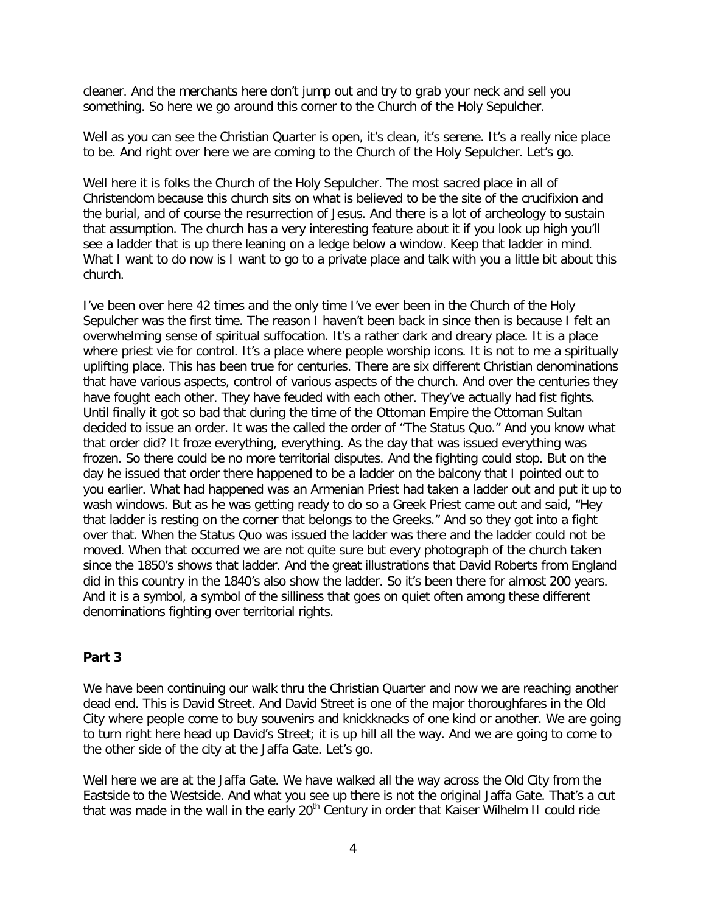cleaner. And the merchants here don't jump out and try to grab your neck and sell you something. So here we go around this corner to the Church of the Holy Sepulcher.

Well as you can see the Christian Quarter is open, it's clean, it's serene. It's a really nice place to be. And right over here we are coming to the Church of the Holy Sepulcher. Let's go.

Well here it is folks the Church of the Holy Sepulcher. The most sacred place in all of Christendom because this church sits on what is believed to be the site of the crucifixion and the burial, and of course the resurrection of Jesus. And there is a lot of archeology to sustain that assumption. The church has a very interesting feature about it if you look up high you'll see a ladder that is up there leaning on a ledge below a window. Keep that ladder in mind. What I want to do now is I want to go to a private place and talk with you a little bit about this church.

I've been over here 42 times and the only time I've ever been in the Church of the Holy Sepulcher was the first time. The reason I haven't been back in since then is because I felt an overwhelming sense of spiritual suffocation. It's a rather dark and dreary place. It is a place where priest vie for control. It's a place where people worship icons. It is not to me a spiritually uplifting place. This has been true for centuries. There are six different Christian denominations that have various aspects, control of various aspects of the church. And over the centuries they have fought each other. They have feuded with each other. They've actually had fist fights. Until finally it got so bad that during the time of the Ottoman Empire the Ottoman Sultan decided to issue an order. It was the called the order of "The Status Quo." And you know what that order did? It froze everything, everything. As the day that was issued everything was frozen. So there could be no more territorial disputes. And the fighting could stop. But on the day he issued that order there happened to be a ladder on the balcony that I pointed out to you earlier. What had happened was an Armenian Priest had taken a ladder out and put it up to wash windows. But as he was getting ready to do so a Greek Priest came out and said, "Hey that ladder is resting on the corner that belongs to the Greeks." And so they got into a fight over that. When the Status Quo was issued the ladder was there and the ladder could not be moved. When that occurred we are not quite sure but every photograph of the church taken since the 1850's shows that ladder. And the great illustrations that David Roberts from England did in this country in the 1840's also show the ladder. So it's been there for almost 200 years. And it is a symbol, a symbol of the silliness that goes on quiet often among these different denominations fighting over territorial rights.

## Part 3

We have been continuing our walk thru the Christian Quarter and now we are reaching another dead end. This is David Street. And David Street is one of the major thoroughfares in the Old City where people come to buy souvenirs and knickknacks of one kind or another. We are going to turn right here head up David's Street; it is up hill all the way. And we are going to come to the other side of the city at the Jaffa Gate. Let's go.

Well here we are at the Jaffa Gate. We have walked all the way across the Old City from the Eastside to the Westside. And what you see up there is not the original Jaffa Gate. That's a cut that was made in the wall in the early 20th Century in order that Kaiser Wilhelm II could ride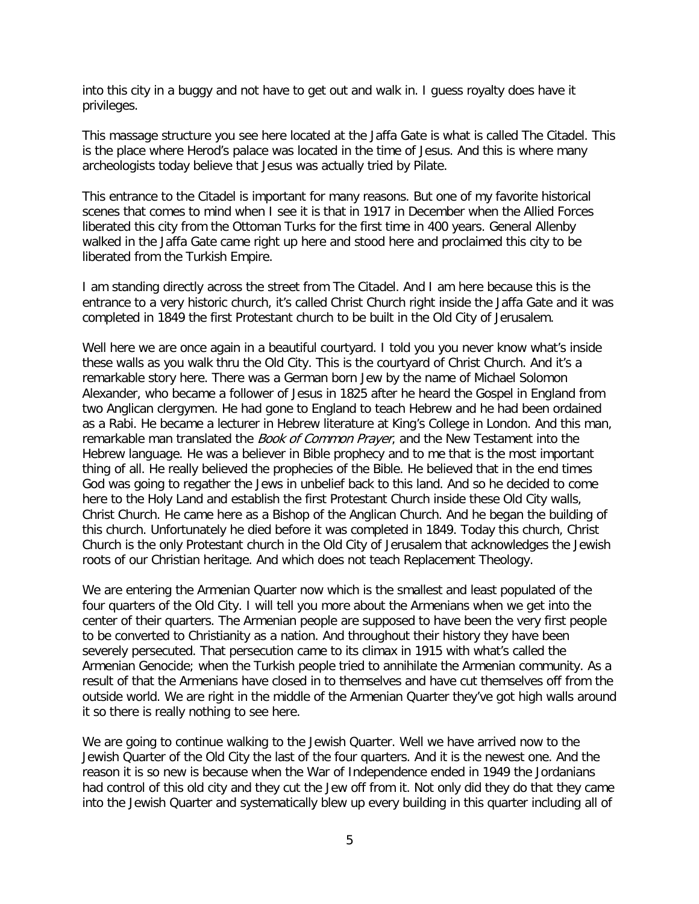into this city in a buggy and not have to get out and walk in. I guess royalty does have it privileges.

This massage structure you see here located at the Jaffa Gate is what is called The Citadel. This is the place where Herod's palace was located in the time of Jesus. And this is where many archeologists today believe that Jesus was actually tried by Pilate.

This entrance to the Citadel is important for many reasons. But one of my favorite historical scenes that comes to mind when I see it is that in 1917 in December when the Allied Forces liberated this city from the Ottoman Turks for the first time in 400 years. General Allenby walked in the Jaffa Gate came right up here and stood here and proclaimed this city to be liberated from the Turkish Empire.

I am standing directly across the street from The Citadel. And I am here because this is the entrance to a very historic church, it's called Christ Church right inside the Jaffa Gate and it was completed in 1849 the first Protestant church to be built in the Old City of Jerusalem.

Well here we are once again in a beautiful courtyard. I told you you never know what's inside these walls as you walk thru the Old City. This is the courtyard of Christ Church. And it's a remarkable story here. There was a German born Jew by the name of Michael Solomon Alexander, who became a follower of Jesus in 1825 after he heard the Gospel in England from two Anglican clergymen. He had gone to England to teach Hebrew and he had been ordained as a Rabi. He became a lecturer in Hebrew literature at King's College in London. And this man, remarkable man translated the *Book of Common Prayer*, and the New Testament into the Hebrew language. He was a believer in Bible prophecy and to me that is the most important thing of all. He really believed the prophecies of the Bible. He believed that in the end times God was going to regather the Jews in unbelief back to this land. And so he decided to come here to the Holy Land and establish the first Protestant Church inside these Old City walls, Christ Church. He came here as a Bishop of the Anglican Church. And he began the building of this church. Unfortunately he died before it was completed in 1849. Today this church, Christ Church is the only Protestant church in the Old City of Jerusalem that acknowledges the Jewish roots of our Christian heritage. And which does not teach Replacement Theology.

We are entering the Armenian Quarter now which is the smallest and least populated of the four quarters of the Old City. I will tell you more about the Armenians when we get into the center of their quarters. The Armenian people are supposed to have been the very first people to be converted to Christianity as a nation. And throughout their history they have been severely persecuted. That persecution came to its climax in 1915 with what's called the Armenian Genocide; when the Turkish people tried to annihilate the Armenian community. As a result of that the Armenians have closed in to themselves and have cut themselves off from the outside world. We are right in the middle of the Armenian Quarter they've got high walls around it so there is really nothing to see here.

We are going to continue walking to the Jewish Quarter. Well we have arrived now to the Jewish Quarter of the Old City the last of the four quarters. And it is the newest one. And the reason it is so new is because when the War of Independence ended in 1949 the Jordanians had control of this old city and they cut the Jew off from it. Not only did they do that they came into the Jewish Quarter and systematically blew up every building in this quarter including all of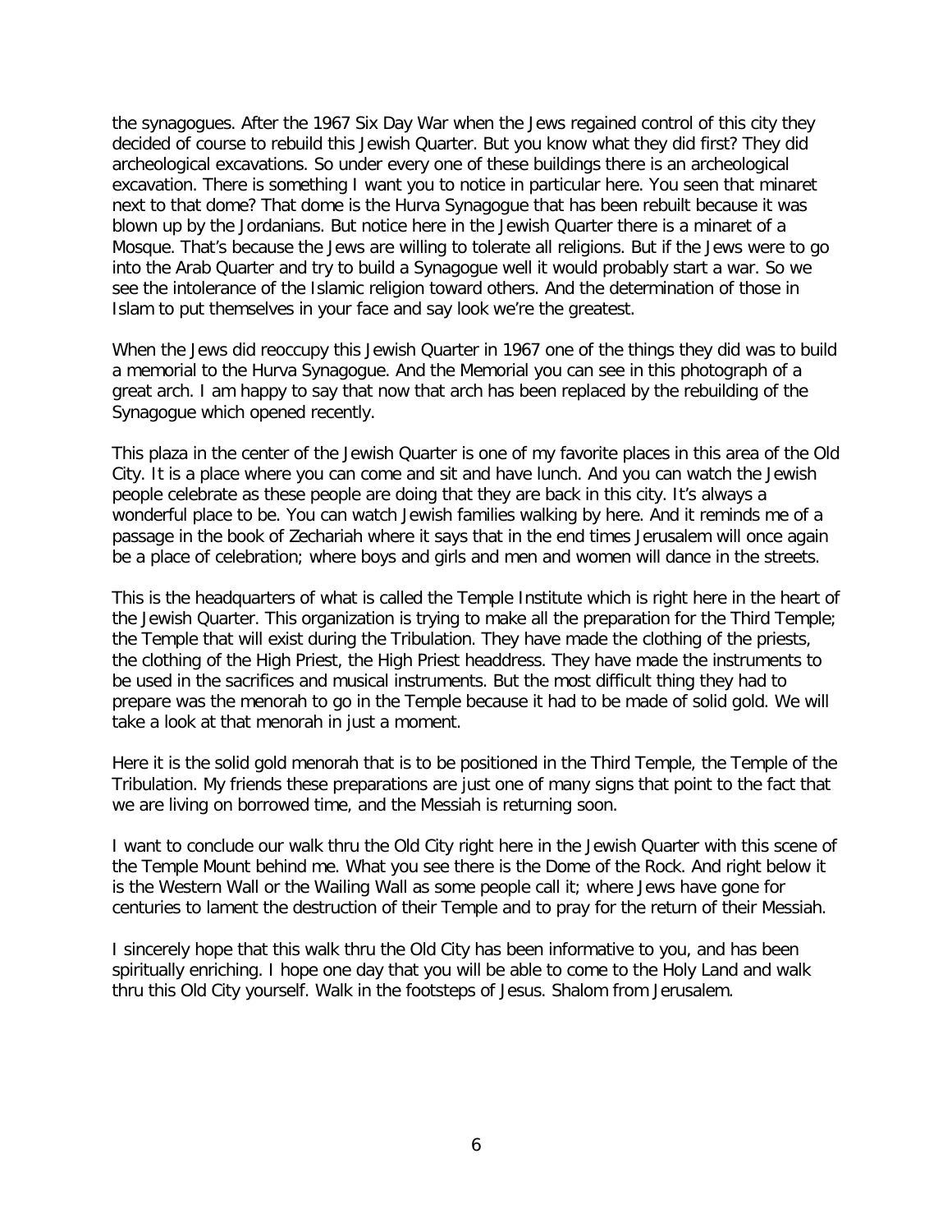the synagogues. After the 1967 Six Day War when the Jews regained control of this city they decided of course to rebuild this Jewish Quarter. But you know what they did first? They did archeological excavations. So under every one of these buildings there is an archeological excavation. There is something I want you to notice in particular here. You seen that minaret next to that dome? That dome is the Hurva Synagogue that has been rebuilt because it was blown up by the Jordanians. But notice here in the Jewish Quarter there is a minaret of a Mosque. That's because the Jews are willing to tolerate all religions. But if the Jews were to go into the Arab Quarter and try to build a Synagogue well it would probably start a war. So we see the intolerance of the Islamic religion toward others. And the determination of those in Islam to put themselves in your face and say look we're the greatest.

When the Jews did reoccupy this Jewish Quarter in 1967 one of the things they did was to build a memorial to the Hurva Synagogue. And the Memorial you can see in this photograph of a great arch. I am happy to say that now that arch has been replaced by the rebuilding of the Synagogue which opened recently.

This plaza in the center of the Jewish Quarter is one of my favorite places in this area of the Old City. It is a place where you can come and sit and have lunch. And you can watch the Jewish people celebrate as these people are doing that they are back in this city. It's always a wonderful place to be. You can watch Jewish families walking by here. And it reminds me of a passage in the book of Zechariah where it says that in the end times Jerusalem will once again be a place of celebration; where boys and girls and men and women will dance in the streets.

This is the headquarters of what is called the Temple Institute which is right here in the heart of the Jewish Quarter. This organization is trying to make all the preparation for the Third Temple; the Temple that will exist during the Tribulation. They have made the clothing of the priests, the clothing of the High Priest, the High Priest headdress. They have made the instruments to be used in the sacrifices and musical instruments. But the most difficult thing they had to prepare was the menorah to go in the Temple because it had to be made of solid gold. We will take a look at that menorah in just a moment.

Here it is the solid gold menorah that is to be positioned in the Third Temple, the Temple of the Tribulation. My friends these preparations are just one of many signs that point to the fact that we are living on borrowed time, and the Messiah is returning soon.

I want to conclude our walk thru the Old City right here in the Jewish Quarter with this scene of the Temple Mount behind me. What you see there is the Dome of the Rock. And right below it is the Western Wall or the Wailing Wall as some people call it; where Jews have gone for centuries to lament the destruction of their Temple and to pray for the return of their Messiah.

I sincerely hope that this walk thru the Old City has been informative to you, and has been spiritually enriching. I hope one day that you will be able to come to the Holy Land and walk thru this Old City yourself. Walk in the footsteps of Jesus. Shalom from Jerusalem.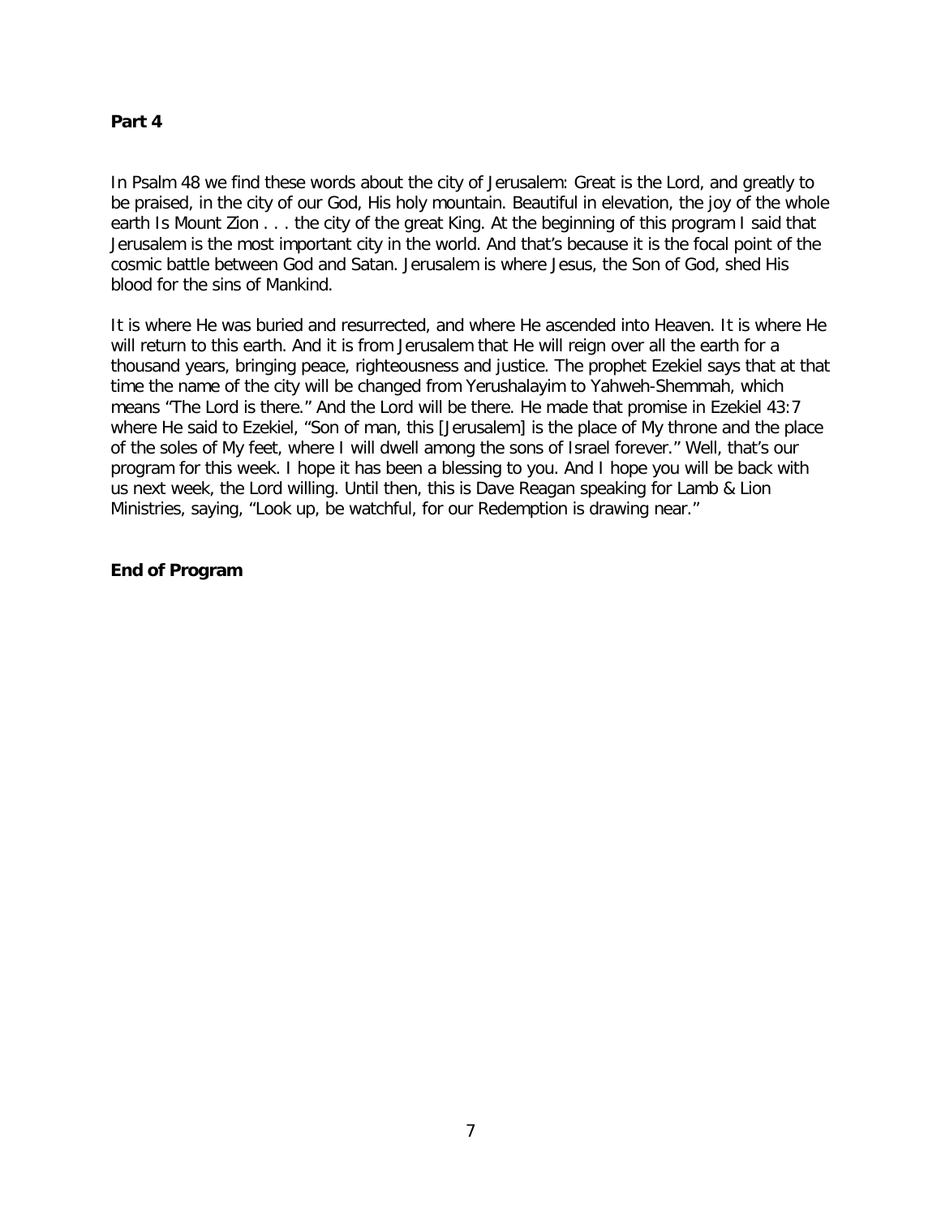**Part 4**

In Psalm 48 we find these words about the city of Jerusalem: Great is the Lord, and greatly to be praised, in the city of our God, His holy mountain. Beautiful in elevation, the joy of the whole earth Is Mount Zion . . . the city of the great King. At the beginning of this program I said that Jerusalem is the most important city in the world. And that's because it is the focal point of the cosmic battle between God and Satan. Jerusalem is where Jesus, the Son of God, shed His blood for the sins of Mankind.

It is where He was buried and resurrected, and where He ascended into Heaven. It is where He will return to this earth. And it is from Jerusalem that He will reign over all the earth for a thousand years, bringing peace, righteousness and justice. The prophet Ezekiel says that at that time the name of the city will be changed from Yerushalayim to Yahweh-Shemmah, which means "The Lord is there." And the Lord will be there. He made that promise in Ezekiel 43:7 where He said to Ezekiel, "Son of man, this [Jerusalem] is the place of My throne and the place of the soles of My feet, where I will dwell among the sons of Israel forever." Well, that's our program for this week. I hope it has been a blessing to you. And I hope you will be back with us next week, the Lord willing. Until then, this is Dave Reagan speaking for Lamb & Lion Ministries, saying, "Look up, be watchful, for our Redemption is drawing near."

**End of Program**